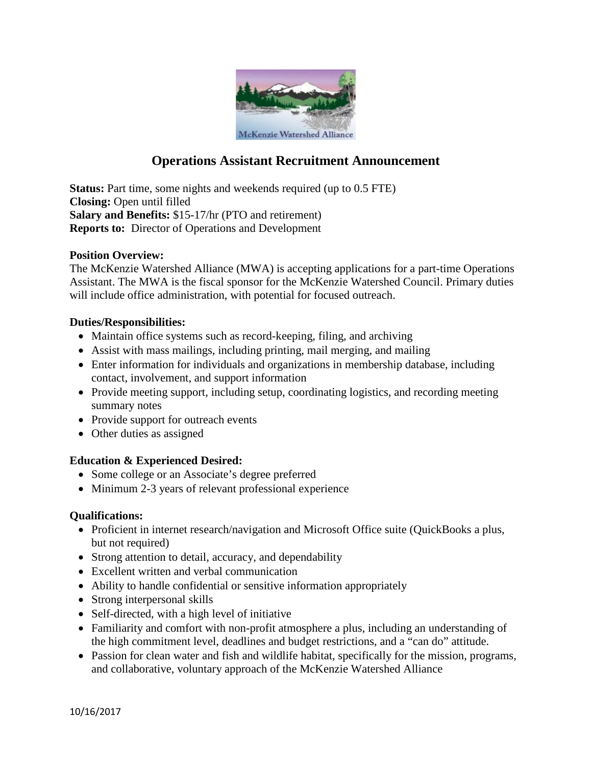# Operations Assistant Recruitment Announcement

**Status:** Part time, some nights and weekends required (up to 0.5 FTE)
**Closing:** Open until filled
**Salary and Benefits:** $15-17/hr (PTO and retirement)
**Reports to:** Director of Operations and Development

**Position Overview:**
The McKenzie Watershed Alliance (MWA) is accepting applications for a part-time Operations Assistant. The MWA is the fiscal sponsor for the McKenzie Watershed Council. Primary duties will include office administration, with potential for focused outreach.

**Duties/Responsibilities:**

- Maintain office systems such as record-keeping, filing, and archiving
- Assist with mass mailings, including printing, mail merging, and mailing
- Enter information for individuals and organizations in membership database, including contact, involvement, and support information
- Provide meeting support, including setup, coordinating logistics, and recording meeting summary notes
- Provide support for outreach events
- Other duties as assigned

**Education & Experienced Desired:**

- Some college or an Associate's degree preferred
- Minimum 2-3 years of relevant professional experience

**Qualifications:**

- Proficient in internet research/navigation and Microsoft Office suite (QuickBooks a plus, but not required)
- Strong attention to detail, accuracy, and dependability
- Excellent written and verbal communication
- Ability to handle confidential or sensitive information appropriately
- Strong interpersonal skills
- Self-directed, with a high level of initiative
- Familiarity and comfort with non-profit atmosphere a plus, including an understanding of the high commitment level, deadlines and budget restrictions, and a "can do" attitude.
- Passion for clean water and fish and wildlife habitat, specifically for the mission, programs, and collaborative, voluntary approach of the McKenzie Watershed Alliance

10/16/2017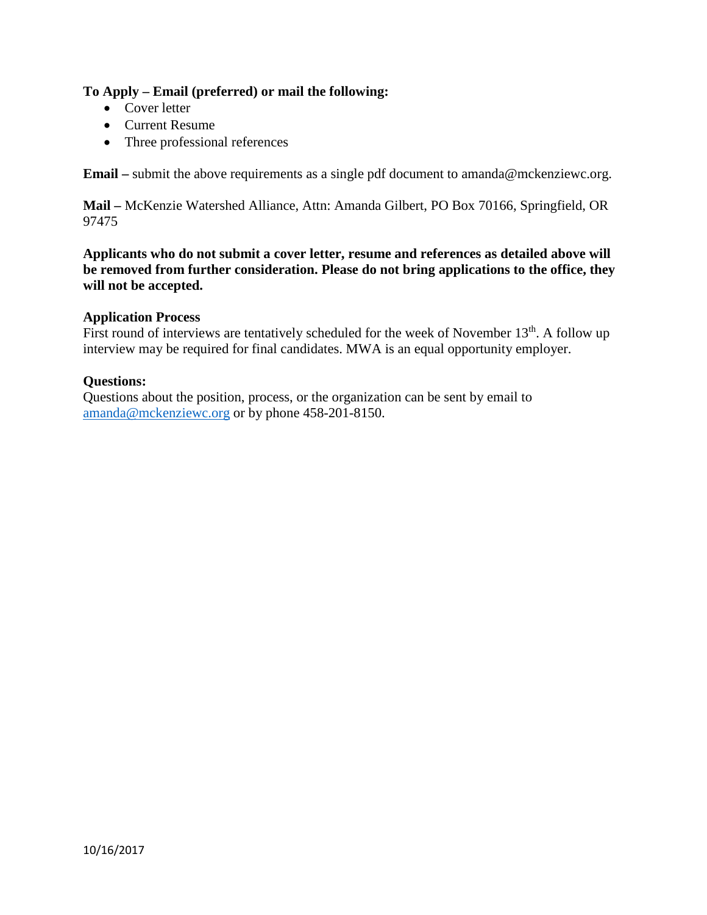**To Apply – Email (preferred) or mail the following:**

- Cover letter
- Current Resume
- Three professional references

**Email –** submit the above requirements as a single pdf document to amanda@mckenziewc.org.

**Mail –** McKenzie Watershed Alliance, Attn: Amanda Gilbert, PO Box 70166, Springfield, OR 97475

**Applicants who do not submit a cover letter, resume and references as detailed above will be removed from further consideration. Please do not bring applications to the office, they will not be accepted.**

**Application Process**

First round of interviews are tentatively scheduled for the week of November 13th. A follow up interview may be required for final candidates. MWA is an equal opportunity employer.

**Questions:**

Questions about the position, process, or the organization can be sent by email to amanda@mckenziewc.org or by phone 458-201-8150.

10/16/2017